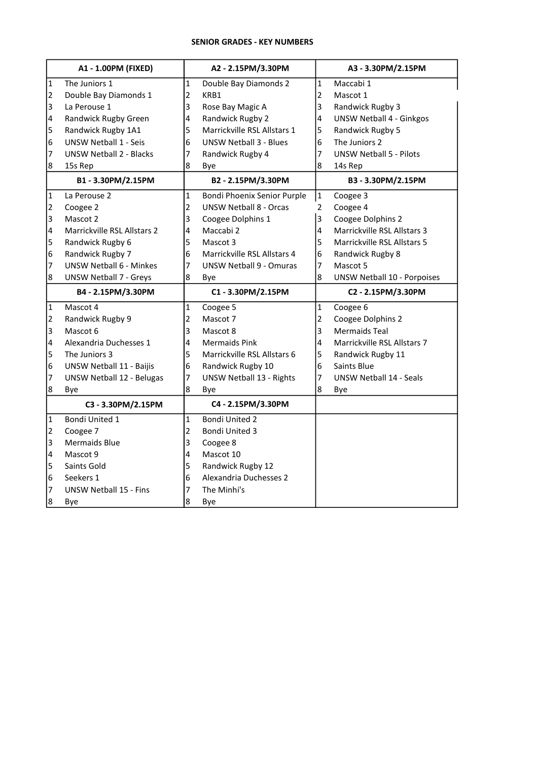# SENIOR GRADES - KEY NUMBERS

| A1 - 1.00PM (FIXED) | | A2 - 2.15PM/3.30PM | | A3 - 3.30PM/2.15PM | |
|---|---|---|---|---|---|
| 1 | The Juniors 1 | 1 | Double Bay Diamonds 2 | 1 | Maccabi 1 |
| 2 | Double Bay Diamonds 1 | 2 | KRB1 | 2 | Mascot 1 |
| 3 | La Perouse 1 | 3 | Rose Bay Magic A | 3 | Randwick Rugby 3 |
| 4 | Randwick Rugby Green | 4 | Randwick Rugby 2 | 4 | UNSW Netball 4 - Ginkgos |
| 5 | Randwick Rugby 1A1 | 5 | Marrickville RSL Allstars 1 | 5 | Randwick Rugby 5 |
| 6 | UNSW Netball 1 - Seis | 6 | UNSW Netball 3 - Blues | 6 | The Juniors 2 |
| 7 | UNSW Netball 2 - Blacks | 7 | Randwick Rugby 4 | 7 | UNSW Netball 5 - Pilots |
| 8 | 15s Rep | 8 | Bye | 8 | 14s Rep |
| **B1 - 3.30PM/2.15PM** | | **B2 - 2.15PM/3.30PM** | | **B3 - 3.30PM/2.15PM** | |
| 1 | La Perouse 2 | 1 | Bondi Phoenix Senior Purple | 1 | Coogee 3 |
| 2 | Coogee 2 | 2 | UNSW Netball 8 - Orcas | 2 | Coogee 4 |
| 3 | Mascot 2 | 3 | Coogee Dolphins 1 | 3 | Coogee Dolphins 2 |
| 4 | Marrickville RSL Allstars 2 | 4 | Maccabi 2 | 4 | Marrickville RSL Allstars 3 |
| 5 | Randwick Rugby 6 | 5 | Mascot 3 | 5 | Marrickville RSL Allstars 5 |
| 6 | Randwick Rugby 7 | 6 | Marrickville RSL Allstars 4 | 6 | Randwick Rugby 8 |
| 7 | UNSW Netball 6 - Minkes | 7 | UNSW Netball 9 - Omuras | 7 | Mascot 5 |
| 8 | UNSW Netball 7 - Greys | 8 | Bye | 8 | UNSW Netball 10 - Porpoises |
| **B4 - 2.15PM/3.30PM** | | **C1 - 3.30PM/2.15PM** | | **C2 - 2.15PM/3.30PM** | |
| 1 | Mascot 4 | 1 | Coogee 5 | 1 | Coogee 6 |
| 2 | Randwick Rugby 9 | 2 | Mascot 7 | 2 | Coogee Dolphins 2 |
| 3 | Mascot 6 | 3 | Mascot 8 | 3 | Mermaids Teal |
| 4 | Alexandria Duchesses 1 | 4 | Mermaids Pink | 4 | Marrickville RSL Allstars 7 |
| 5 | The Juniors 3 | 5 | Marrickville RSL Allstars 6 | 5 | Randwick Rugby 11 |
| 6 | UNSW Netball 11 - Baijis | 6 | Randwick Rugby 10 | 6 | Saints Blue |
| 7 | UNSW Netball 12 - Belugas | 7 | UNSW Netball 13 - Rights | 7 | UNSW Netball 14 - Seals |
| 8 | Bye | 8 | Bye | 8 | Bye |
| **C3 - 3.30PM/2.15PM** | | **C4 - 2.15PM/3.30PM** | | | |
| 1 | Bondi United 1 | 1 | Bondi United 2 | | |
| 2 | Coogee 7 | 2 | Bondi United 3 | | |
| 3 | Mermaids Blue | 3 | Coogee 8 | | |
| 4 | Mascot 9 | 4 | Mascot 10 | | |
| 5 | Saints Gold | 5 | Randwick Rugby 12 | | |
| 6 | Seekers 1 | 6 | Alexandria Duchesses 2 | | |
| 7 | UNSW Netball 15 - Fins | 7 | The Minhi's | | |
| 8 | Bye | 8 | Bye | | |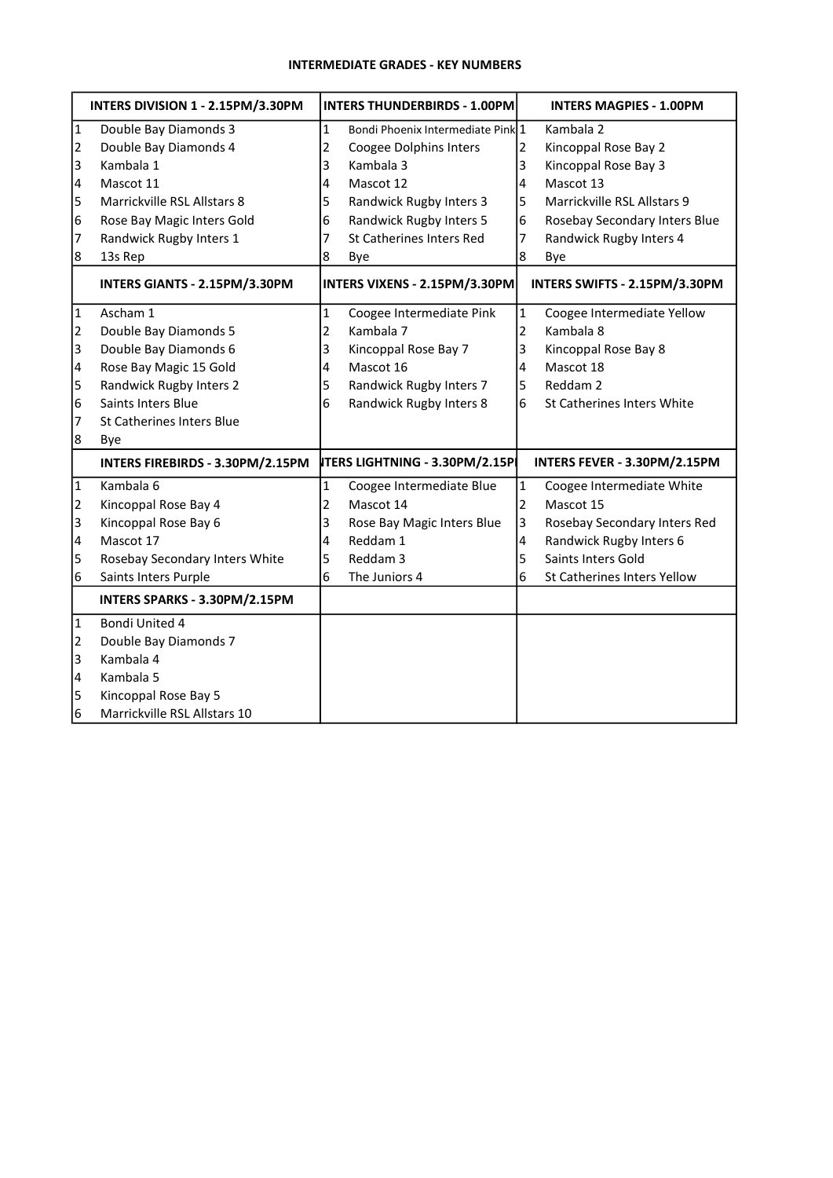# INTERMEDIATE GRADES - KEY NUMBERS

| INTERS DIVISION 1 - 2.15PM/3.30PM | | INTERS THUNDERBIRDS - 1.00PM | | INTERS MAGPIES - 1.00PM | |
|---|---|---|---|---|---|
| 1 | Double Bay Diamonds 3 | 1 | Bondi Phoenix Intermediate Pink | 1 | Kambala 2 |
| 2 | Double Bay Diamonds 4 | 2 | Coogee Dolphins Inters | 2 | Kincoppal Rose Bay 2 |
| 3 | Kambala 1 | 3 | Kambala 3 | 3 | Kincoppal Rose Bay 3 |
| 4 | Mascot 11 | 4 | Mascot 12 | 4 | Mascot 13 |
| 5 | Marrickville RSL Allstars 8 | 5 | Randwick Rugby Inters 3 | 5 | Marrickville RSL Allstars 9 |
| 6 | Rose Bay Magic Inters Gold | 6 | Randwick Rugby Inters 5 | 6 | Rosebay Secondary Inters Blue |
| 7 | Randwick Rugby Inters 1 | 7 | St Catherines Inters Red | 7 | Randwick Rugby Inters 4 |
| 8 | 13s Rep | 8 | Bye | 8 | Bye |

| INTERS GIANTS - 2.15PM/3.30PM | | INTERS VIXENS - 2.15PM/3.30PM | | INTERS SWIFTS - 2.15PM/3.30PM | |
|---|---|---|---|---|---|
| 1 | Ascham 1 | 1 | Coogee Intermediate Pink | 1 | Coogee Intermediate Yellow |
| 2 | Double Bay Diamonds 5 | 2 | Kambala 7 | 2 | Kambala 8 |
| 3 | Double Bay Diamonds 6 | 3 | Kincoppal Rose Bay 7 | 3 | Kincoppal Rose Bay 8 |
| 4 | Rose Bay Magic 15 Gold | 4 | Mascot 16 | 4 | Mascot 18 |
| 5 | Randwick Rugby Inters 2 | 5 | Randwick Rugby Inters 7 | 5 | Reddam 2 |
| 6 | Saints Inters Blue | 6 | Randwick Rugby Inters 8 | 6 | St Catherines Inters White |
| 7 | St Catherines Inters Blue | | | | |
| 8 | Bye | | | | |

| INTERS FIREBIRDS - 3.30PM/2.15PM | | INTERS LIGHTNING - 3.30PM/2.15PM | | INTERS FEVER - 3.30PM/2.15PM | |
|---|---|---|---|---|---|
| 1 | Kambala 6 | 1 | Coogee Intermediate Blue | 1 | Coogee Intermediate White |
| 2 | Kincoppal Rose Bay 4 | 2 | Mascot 14 | 2 | Mascot 15 |
| 3 | Kincoppal Rose Bay 6 | 3 | Rose Bay Magic Inters Blue | 3 | Rosebay Secondary Inters Red |
| 4 | Mascot 17 | 4 | Reddam 1 | 4 | Randwick Rugby Inters 6 |
| 5 | Rosebay Secondary Inters White | 5 | Reddam 3 | 5 | Saints Inters Gold |
| 6 | Saints Inters Purple | 6 | The Juniors 4 | 6 | St Catherines Inters Yellow |

| INTERS SPARKS - 3.30PM/2.15PM | |
|---|---|
| 1 | Bondi United 4 |
| 2 | Double Bay Diamonds 7 |
| 3 | Kambala 4 |
| 4 | Kambala 5 |
| 5 | Kincoppal Rose Bay 5 |
| 6 | Marrickville RSL Allstars 10 |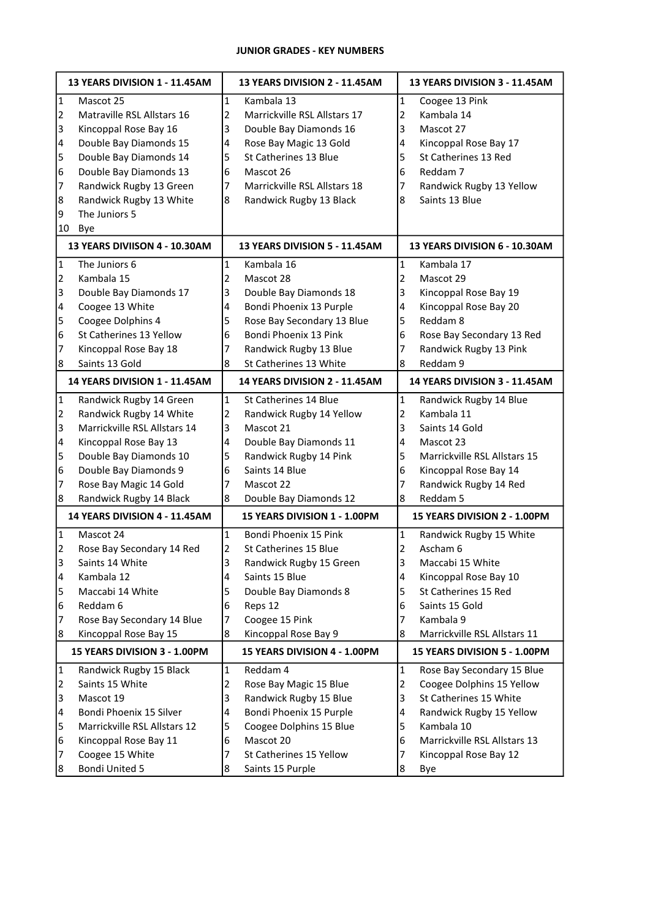# JUNIOR GRADES - KEY NUMBERS

| 13 YEARS DIVISION 1 - 11.45AM | | 13 YEARS DIVISION 2 - 11.45AM | | 13 YEARS DIVISION 3 - 11.45AM | |
|---|---|---|---|---|---|
| 1 | Mascot 25 | 1 | Kambala 13 | 1 | Coogee 13 Pink |
| 2 | Matraville RSL Allstars 16 | 2 | Marrickville RSL Allstars 17 | 2 | Kambala 14 |
| 3 | Kincoppal Rose Bay 16 | 3 | Double Bay Diamonds 16 | 3 | Mascot 27 |
| 4 | Double Bay Diamonds 15 | 4 | Rose Bay Magic 13 Gold | 4 | Kincoppal Rose Bay 17 |
| 5 | Double Bay Diamonds 14 | 5 | St Catherines 13 Blue | 5 | St Catherines 13 Red |
| 6 | Double Bay Diamonds 13 | 6 | Mascot 26 | 6 | Reddam 7 |
| 7 | Randwick Rugby 13 Green | 7 | Marrickville RSL Allstars 18 | 7 | Randwick Rugby 13 Yellow |
| 8 | Randwick Rugby 13 White | 8 | Randwick Rugby 13 Black | 8 | Saints 13 Blue |
| 9 | The Juniors 5 | | | | |
| 10 | Bye | | | | |

| 13 YEARS DIVIISON 4 - 10.30AM | | 13 YEARS DIVISION 5 - 11.45AM | | 13 YEARS DIVISION 6 - 10.30AM | |
|---|---|---|---|---|---|
| 1 | The Juniors 6 | 1 | Kambala 16 | 1 | Kambala 17 |
| 2 | Kambala 15 | 2 | Mascot 28 | 2 | Mascot 29 |
| 3 | Double Bay Diamonds 17 | 3 | Double Bay Diamonds 18 | 3 | Kincoppal Rose Bay 19 |
| 4 | Coogee 13 White | 4 | Bondi Phoenix 13 Purple | 4 | Kincoppal Rose Bay 20 |
| 5 | Coogee Dolphins 4 | 5 | Rose Bay Secondary 13 Blue | 5 | Reddam 8 |
| 6 | St Catherines 13 Yellow | 6 | Bondi Phoenix 13 Pink | 6 | Rose Bay Secondary 13 Red |
| 7 | Kincoppal Rose Bay 18 | 7 | Randwick Rugby 13 Blue | 7 | Randwick Rugby 13 Pink |
| 8 | Saints 13 Gold | 8 | St Catherines 13 White | 8 | Reddam 9 |

| 14 YEARS DIVISION 1 - 11.45AM | | 14 YEARS DIVISION 2 - 11.45AM | | 14 YEARS DIVISION 3 - 11.45AM | |
|---|---|---|---|---|---|
| 1 | Randwick Rugby 14 Green | 1 | St Catherines 14 Blue | 1 | Randwick Rugby 14 Blue |
| 2 | Randwick Rugby 14 White | 2 | Randwick Rugby 14 Yellow | 2 | Kambala 11 |
| 3 | Marrickville RSL Allstars 14 | 3 | Mascot 21 | 3 | Saints 14 Gold |
| 4 | Kincoppal Rose Bay 13 | 4 | Double Bay Diamonds 11 | 4 | Mascot 23 |
| 5 | Double Bay Diamonds 10 | 5 | Randwick Rugby 14 Pink | 5 | Marrickville RSL Allstars 15 |
| 6 | Double Bay Diamonds 9 | 6 | Saints 14 Blue | 6 | Kincoppal Rose Bay 14 |
| 7 | Rose Bay Magic 14 Gold | 7 | Mascot 22 | 7 | Randwick Rugby 14 Red |
| 8 | Randwick Rugby 14 Black | 8 | Double Bay Diamonds 12 | 8 | Reddam 5 |

| 14 YEARS DIVISION 4 - 11.45AM | | 15 YEARS DIVISION 1 - 1.00PM | | 15 YEARS DIVISION 2 - 1.00PM | |
|---|---|---|---|---|---|
| 1 | Mascot 24 | 1 | Bondi Phoenix 15 Pink | 1 | Randwick Rugby 15 White |
| 2 | Rose Bay Secondary 14 Red | 2 | St Catherines 15 Blue | 2 | Ascham 6 |
| 3 | Saints 14 White | 3 | Randwick Rugby 15 Green | 3 | Maccabi 15 White |
| 4 | Kambala 12 | 4 | Saints 15 Blue | 4 | Kincoppal Rose Bay 10 |
| 5 | Maccabi 14 White | 5 | Double Bay Diamonds 8 | 5 | St Catherines 15 Red |
| 6 | Reddam 6 | 6 | Reps 12 | 6 | Saints 15 Gold |
| 7 | Rose Bay Secondary 14 Blue | 7 | Coogee 15 Pink | 7 | Kambala 9 |
| 8 | Kincoppal Rose Bay 15 | 8 | Kincoppal Rose Bay 9 | 8 | Marrickville RSL Allstars 11 |

| 15 YEARS DIVISION 3 - 1.00PM | | 15 YEARS DIVISION 4 - 1.00PM | | 15 YEARS DIVISION 5 - 1.00PM | |
|---|---|---|---|---|---|
| 1 | Randwick Rugby 15 Black | 1 | Reddam 4 | 1 | Rose Bay Secondary 15 Blue |
| 2 | Saints 15 White | 2 | Rose Bay Magic 15 Blue | 2 | Coogee Dolphins 15 Yellow |
| 3 | Mascot 19 | 3 | Randwick Rugby 15 Blue | 3 | St Catherines 15 White |
| 4 | Bondi Phoenix 15 Silver | 4 | Bondi Phoenix 15 Purple | 4 | Randwick Rugby 15 Yellow |
| 5 | Marrickville RSL Allstars 12 | 5 | Coogee Dolphins 15 Blue | 5 | Kambala 10 |
| 6 | Kincoppal Rose Bay 11 | 6 | Mascot 20 | 6 | Marrickville RSL Allstars 13 |
| 7 | Coogee 15 White | 7 | St Catherines 15 Yellow | 7 | Kincoppal Rose Bay 12 |
| 8 | Bondi United 5 | 8 | Saints 15 Purple | 8 | Bye |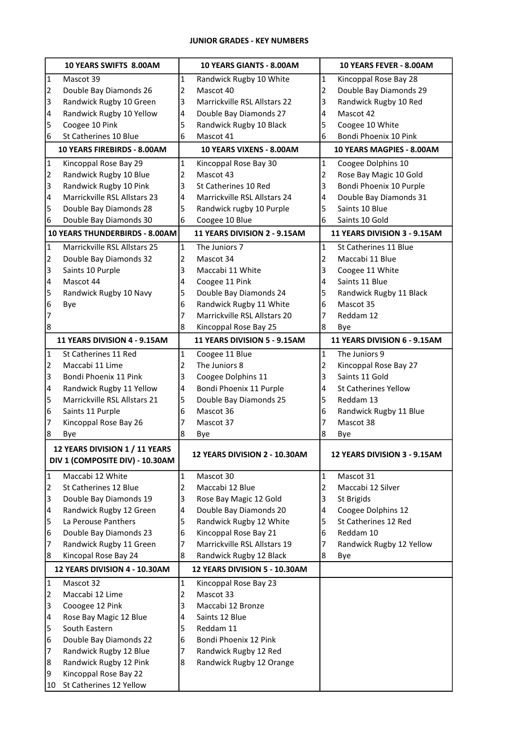**JUNIOR GRADES - KEY NUMBERS**

| 10 YEARS SWIFTS 8.00AM | | 10 YEARS GIANTS - 8.00AM | | 10 YEARS FEVER - 8.00AM | |
|---|---|---|---|---|---|
| 1 | Mascot 39 | 1 | Randwick Rugby 10 White | 1 | Kincoppal Rose Bay 28 |
| 2 | Double Bay Diamonds 26 | 2 | Mascot 40 | 2 | Double Bay Diamonds 29 |
| 3 | Randwick Rugby 10 Green | 3 | Marrickville RSL Allstars 22 | 3 | Randwick Rugby 10 Red |
| 4 | Randwick Rugby 10 Yellow | 4 | Double Bay Diamonds 27 | 4 | Mascot 42 |
| 5 | Coogee 10 Pink | 5 | Randwick Rugby 10 Black | 5 | Coogee 10 White |
| 6 | St Catherines 10 Blue | 6 | Mascot 41 | 6 | Bondi Phoenix 10 Pink |
| **10 YEARS FIREBIRDS - 8.00AM** | | **10 YEARS VIXENS - 8.00AM** | | **10 YEARS MAGPIES - 8.00AM** | |
| 1 | Kincoppal Rose Bay 29 | 1 | Kincoppal Rose Bay 30 | 1 | Coogee Dolphins 10 |
| 2 | Randwick Rugby 10 Blue | 2 | Mascot 43 | 2 | Rose Bay Magic 10 Gold |
| 3 | Randwick Rugby 10 Pink | 3 | St Catherines 10 Red | 3 | Bondi Phoenix 10 Purple |
| 4 | Marrickville RSL Allstars 23 | 4 | Marrickville RSL Allstars 24 | 4 | Double Bay Diamonds 31 |
| 5 | Double Bay Diamonds 28 | 5 | Randwick rugby 10 Purple | 5 | Saints 10 Blue |
| 6 | Double Bay Diamonds 30 | 6 | Coogee 10 Blue | 6 | Saints 10 Gold |
| **10 YEARS THUNDERBIRDS - 8.00AM** | | **11 YEARS DIVISION 2 - 9.15AM** | | **11 YEARS DIVISION 3 - 9.15AM** | |
| 1 | Marrickville RSL Allstars 25 | 1 | The Juniors 7 | 1 | St Catherines 11 Blue |
| 2 | Double Bay Diamonds 32 | 2 | Mascot 34 | 2 | Maccabi 11 Blue |
| 3 | Saints 10 Purple | 3 | Maccabi 11 White | 3 | Coogee 11 White |
| 4 | Mascot 44 | 4 | Coogee 11 Pink | 4 | Saints 11 Blue |
| 5 | Randwick Rugby 10 Navy | 5 | Double Bay Diamonds 24 | 5 | Randwick Rugby 11 Black |
| 6 | Bye | 6 | Randwick Rugby 11 White | 6 | Mascot 35 |
| 7 | | 7 | Marrickville RSL Allstars 20 | 7 | Reddam 12 |
| 8 | | 8 | Kincoppal Rose Bay 25 | 8 | Bye |
| **11 YEARS DIVISION 4 - 9.15AM** | | **11 YEARS DIVISION 5 - 9.15AM** | | **11 YEARS DIVISION 6 - 9.15AM** | |
| 1 | St Catherines 11 Red | 1 | Coogee 11 Blue | 1 | The Juniors 9 |
| 2 | Maccabi 11 Lime | 2 | The Juniors 8 | 2 | Kincoppal Rose Bay 27 |
| 3 | Bondi Phoenix 11 Pink | 3 | Coogee Dolphins 11 | 3 | Saints 11 Gold |
| 4 | Randwick Rugby 11 Yellow | 4 | Bondi Phoenix 11 Purple | 4 | St Catherines Yellow |
| 5 | Marrickville RSL Allstars 21 | 5 | Double Bay Diamonds 25 | 5 | Reddam 13 |
| 6 | Saints 11 Purple | 6 | Mascot 36 | 6 | Randwick Rugby 11 Blue |
| 7 | Kincoppal Rose Bay 26 | 7 | Mascot 37 | 7 | Mascot 38 |
| 8 | Bye | 8 | Bye | 8 | Bye |
| **12 YEARS DIVISION 1 / 11 YEARS DIV 1 (COMPOSITE DIV) - 10.30AM** | | **12 YEARS DIVISION 2 - 10.30AM** | | **12 YEARS DIVISION 3 - 9.15AM** | |
| 1 | Maccabi 12 White | 1 | Mascot 30 | 1 | Mascot 31 |
| 2 | St Catherines 12 Blue | 2 | Maccabi 12 Blue | 2 | Maccabi 12 Silver |
| 3 | Double Bay Diamonds 19 | 3 | Rose Bay Magic 12 Gold | 3 | St Brigids |
| 4 | Randwick Rugby 12 Green | 4 | Double Bay Diamonds 20 | 4 | Coogee Dolphins 12 |
| 5 | La Perouse Panthers | 5 | Randwick Rugby 12 White | 5 | St Catherines 12 Red |
| 6 | Double Bay Diamonds 23 | 6 | Kincoppal Rose Bay 21 | 6 | Reddam 10 |
| 7 | Randwick Rugby 11 Green | 7 | Marrickville RSL Allstars 19 | 7 | Randwick Rugby 12 Yellow |
| 8 | Kincopal Rose Bay 24 | 8 | Randwick Rugby 12 Black | 8 | Bye |
| **12 YEARS DIVISION 4 - 10.30AM** | | **12 YEARS DIVISION 5 - 10.30AM** | | | |
| 1 | Mascot 32 | 1 | Kincoppal Rose Bay 23 | | |
| 2 | Maccabi 12 Lime | 2 | Mascot 33 | | |
| 3 | Cooogee 12 Pink | 3 | Maccabi 12 Bronze | | |
| 4 | Rose Bay Magic 12 Blue | 4 | Saints 12 Blue | | |
| 5 | South Eastern | 5 | Reddam 11 | | |
| 6 | Double Bay Diamonds 22 | 6 | Bondi Phoenix 12 Pink | | |
| 7 | Randwick Rugby 12 Blue | 7 | Randwick Rugby 12 Red | | |
| 8 | Randwick Rugby 12 Pink | 8 | Randwick Rugby 12 Orange | | |
| 9 | Kincoppal Rose Bay 22 | | | | |
| 10 | St Catherines 12 Yellow | | | | |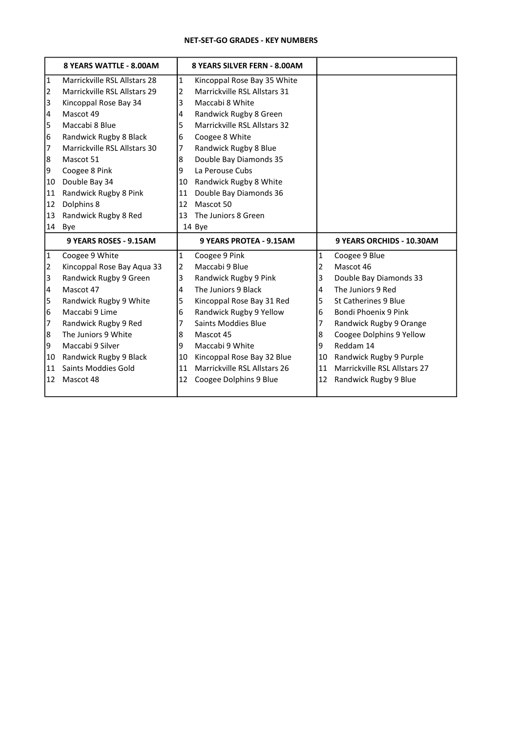# NET-SET-GO GRADES - KEY NUMBERS

| 8 YEARS WATTLE - 8.00AM | | 8 YEARS SILVER FERN - 8.00AM | | | |
|---|---|---|---|---|---|
| 1 | Marrickville RSL Allstars 28 | 1 | Kincoppal Rose Bay 35 White | | |
| 2 | Marrickville RSL Allstars 29 | 2 | Marrickville RSL Allstars 31 | | |
| 3 | Kincoppal Rose Bay 34 | 3 | Maccabi 8 White | | |
| 4 | Mascot 49 | 4 | Randwick Rugby 8 Green | | |
| 5 | Maccabi 8 Blue | 5 | Marrickville RSL Allstars 32 | | |
| 6 | Randwick Rugby 8 Black | 6 | Coogee 8 White | | |
| 7 | Marrickville RSL Allstars 30 | 7 | Randwick Rugby 8 Blue | | |
| 8 | Mascot 51 | 8 | Double Bay Diamonds 35 | | |
| 9 | Coogee 8 Pink | 9 | La Perouse Cubs | | |
| 10 | Double Bay 34 | 10 | Randwick Rugby 8 White | | |
| 11 | Randwick Rugby 8 Pink | 11 | Double Bay Diamonds 36 | | |
| 12 | Dolphins 8 | 12 | Mascot 50 | | |
| 13 | Randwick Rugby 8 Red | 13 | The Juniors 8 Green | | |
| 14 | Bye | 14 | Bye | | |

| 9 YEARS ROSES - 9.15AM | | 9 YEARS PROTEA - 9.15AM | | 9 YEARS ORCHIDS - 10.30AM | |
|---|---|---|---|---|---|
| 1 | Coogee 9 White | 1 | Coogee 9 Pink | 1 | Coogee 9 Blue |
| 2 | Kincoppal Rose Bay Aqua 33 | 2 | Maccabi 9 Blue | 2 | Mascot 46 |
| 3 | Randwick Rugby 9 Green | 3 | Randwick Rugby 9 Pink | 3 | Double Bay Diamonds 33 |
| 4 | Mascot 47 | 4 | The Juniors 9 Black | 4 | The Juniors 9 Red |
| 5 | Randwick Rugby 9 White | 5 | Kincoppal Rose Bay 31 Red | 5 | St Catherines 9 Blue |
| 6 | Maccabi 9 Lime | 6 | Randwick Rugby 9 Yellow | 6 | Bondi Phoenix 9 Pink |
| 7 | Randwick Rugby 9 Red | 7 | Saints Moddies Blue | 7 | Randwick Rugby 9 Orange |
| 8 | The Juniors 9 White | 8 | Mascot 45 | 8 | Coogee Dolphins 9 Yellow |
| 9 | Maccabi 9 Silver | 9 | Maccabi 9 White | 9 | Reddam 14 |
| 10 | Randwick Rugby 9 Black | 10 | Kincoppal Rose Bay 32 Blue | 10 | Randwick Rugby 9 Purple |
| 11 | Saints Moddies Gold | 11 | Marrickville RSL Allstars 26 | 11 | Marrickville RSL Allstars 27 |
| 12 | Mascot 48 | 12 | Coogee Dolphins 9 Blue | 12 | Randwick Rugby 9 Blue |